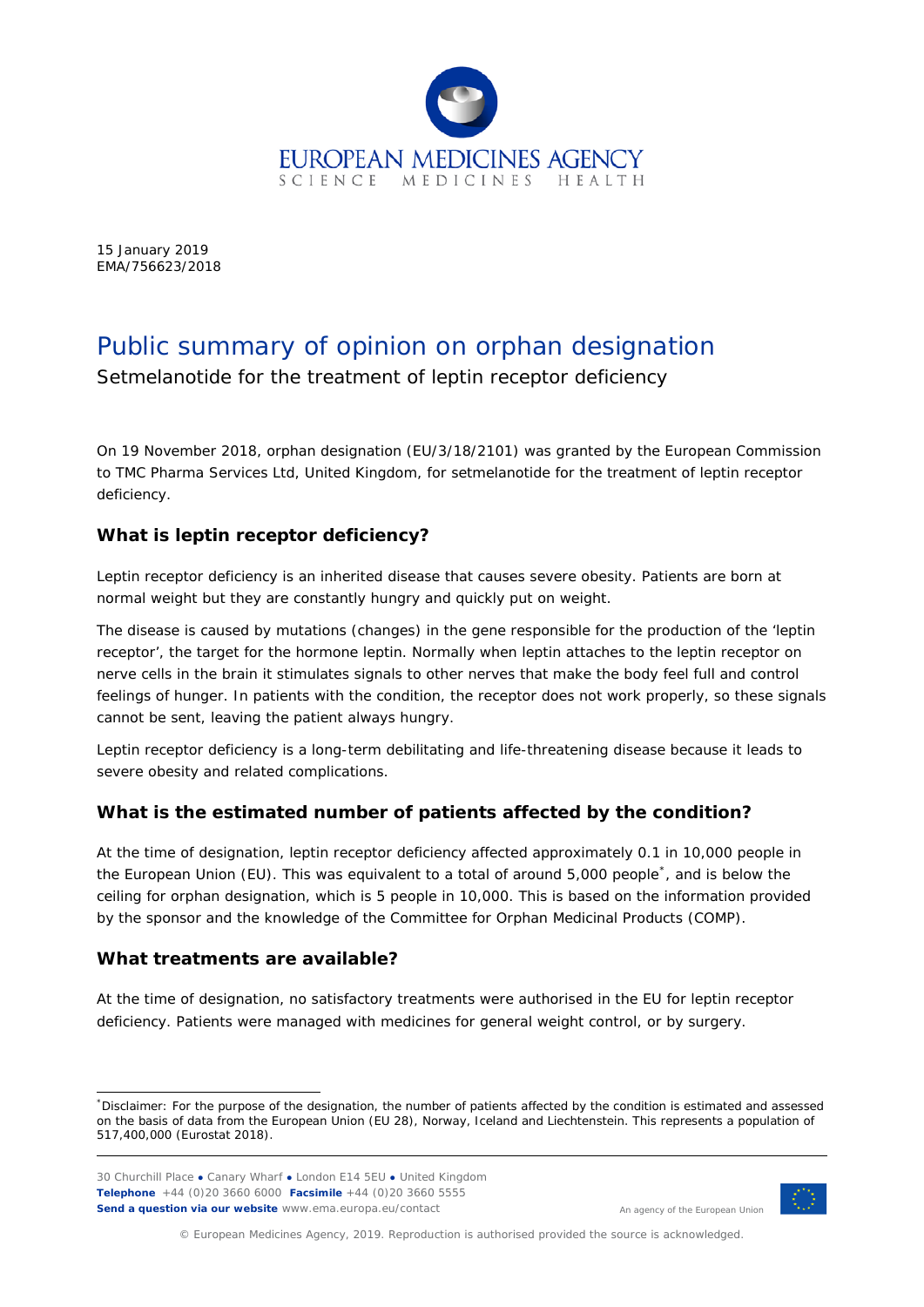15 January 2019
EMA/756623/2018

# Public summary of opinion on orphan designation

Setmelanotide for the treatment of leptin receptor deficiency

On 19 November 2018, orphan designation (EU/3/18/2101) was granted by the European Commission to TMC Pharma Services Ltd, United Kingdom, for setmelanotide for the treatment of leptin receptor deficiency.

## What is leptin receptor deficiency?

Leptin receptor deficiency is an inherited disease that causes severe obesity. Patients are born at normal weight but they are constantly hungry and quickly put on weight.

The disease is caused by mutations (changes) in the gene responsible for the production of the 'leptin receptor', the target for the hormone leptin. Normally when leptin attaches to the leptin receptor on nerve cells in the brain it stimulates signals to other nerves that make the body feel full and control feelings of hunger. In patients with the condition, the receptor does not work properly, so these signals cannot be sent, leaving the patient always hungry.

Leptin receptor deficiency is a long-term debilitating and life-threatening disease because it leads to severe obesity and related complications.

## What is the estimated number of patients affected by the condition?

At the time of designation, leptin receptor deficiency affected approximately 0.1 in 10,000 people in the European Union (EU). This was equivalent to a total of around 5,000 people[*], and is below the ceiling for orphan designation, which is 5 people in 10,000. This is based on the information provided by the sponsor and the knowledge of the Committee for Orphan Medicinal Products (COMP).

## What treatments are available?

At the time of designation, no satisfactory treatments were authorised in the EU for leptin receptor deficiency. Patients were managed with medicines for general weight control, or by surgery.

---

[*]Disclaimer: For the purpose of the designation, the number of patients affected by the condition is estimated and assessed on the basis of data from the European Union (EU 28), Norway, Iceland and Liechtenstein. This represents a population of 517,400,000 (Eurostat 2018).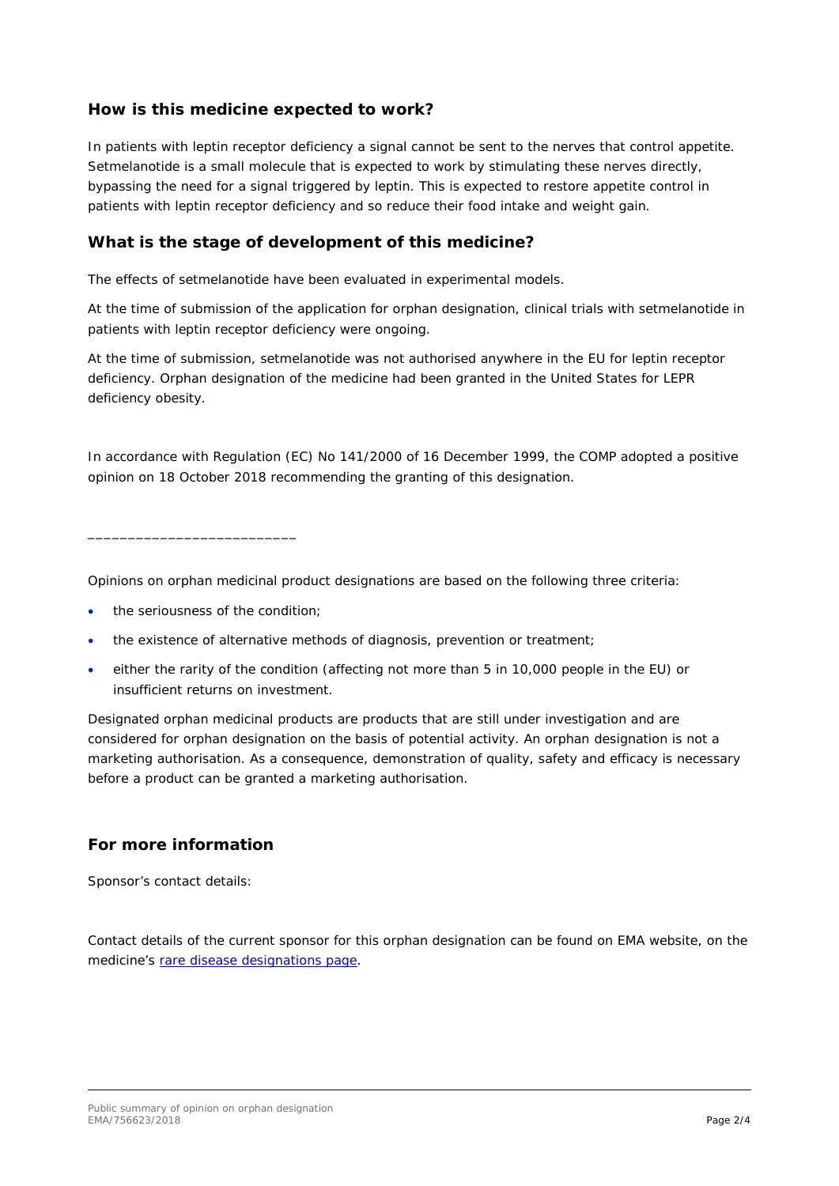## How is this medicine expected to work?

In patients with leptin receptor deficiency a signal cannot be sent to the nerves that control appetite. Setmelanotide is a small molecule that is expected to work by stimulating these nerves directly, bypassing the need for a signal triggered by leptin. This is expected to restore appetite control in patients with leptin receptor deficiency and so reduce their food intake and weight gain.

## What is the stage of development of this medicine?

The effects of setmelanotide have been evaluated in experimental models.

At the time of submission of the application for orphan designation, clinical trials with setmelanotide in patients with leptin receptor deficiency were ongoing.

At the time of submission, setmelanotide was not authorised anywhere in the EU for leptin receptor deficiency. Orphan designation of the medicine had been granted in the United States for LEPR deficiency obesity.

In accordance with Regulation (EC) No 141/2000 of 16 December 1999, the COMP adopted a positive opinion on 18 October 2018 recommending the granting of this designation.

___________________________

Opinions on orphan medicinal product designations are based on the following three criteria:

- the seriousness of the condition;
- the existence of alternative methods of diagnosis, prevention or treatment;
- either the rarity of the condition (affecting not more than 5 in 10,000 people in the EU) or insufficient returns on investment.

Designated orphan medicinal products are products that are still under investigation and are considered for orphan designation on the basis of potential activity. An orphan designation is not a marketing authorisation. As a consequence, demonstration of quality, safety and efficacy is necessary before a product can be granted a marketing authorisation.

## For more information

Sponsor's contact details:

Contact details of the current sponsor for this orphan designation can be found on EMA website, on the medicine's rare disease designations page.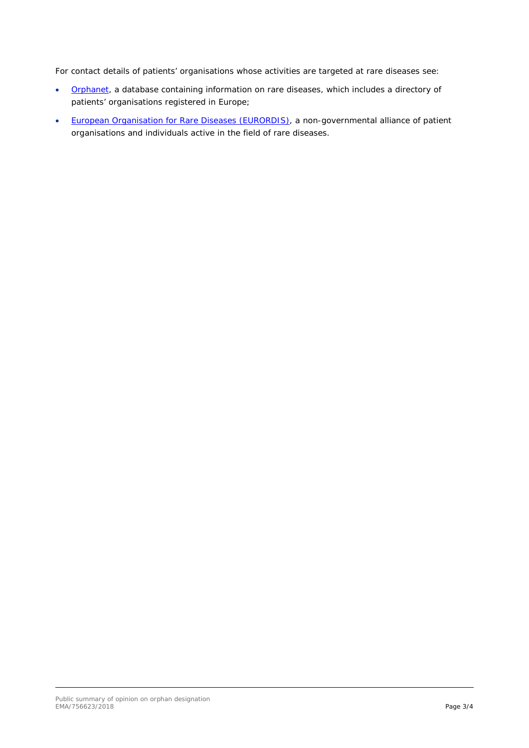For contact details of patients' organisations whose activities are targeted at rare diseases see:

- Orphanet, a database containing information on rare diseases, which includes a directory of patients' organisations registered in Europe;
- European Organisation for Rare Diseases (EURORDIS), a non-governmental alliance of patient organisations and individuals active in the field of rare diseases.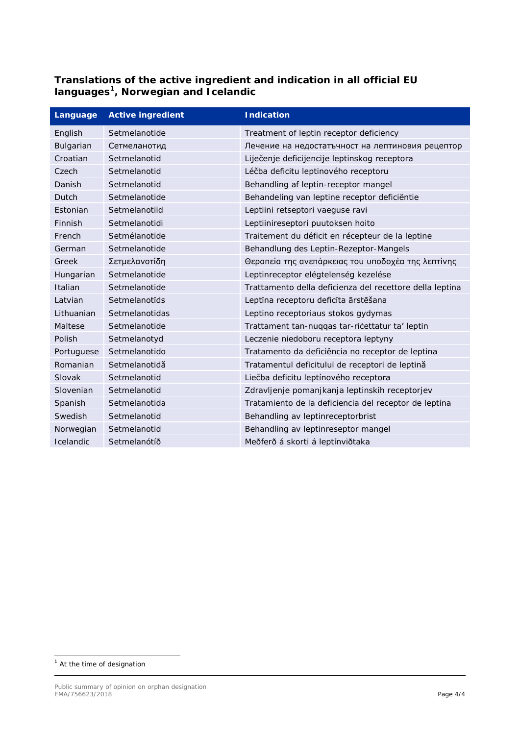### Translations of the active ingredient and indication in all official EU languages[1], Norwegian and Icelandic

| Language | Active ingredient | Indication |
|---|---|---|
| English | Setmelanotide | Treatment of leptin receptor deficiency |
| Bulgarian | Сетмеланотид | Лечение на недостатъчност на лептиновия рецептор |
| Croatian | Setmelanotid | Liječenje deficijencije leptinskog receptora |
| Czech | Setmelanotid | Léčba deficitu leptinového receptoru |
| Danish | Setmelanotid | Behandling af leptin-receptor mangel |
| Dutch | Setmelanotide | Behandeling van leptine receptor deficiëntie |
| Estonian | Setmelanotiid | Leptiini retseptori vaeguse ravi |
| Finnish | Setmelanotidi | Leptiinireseptori puutoksen hoito |
| French | Setmélanotide | Traitement du déficit en récepteur de la leptine |
| German | Setmelanotide | Behandlung des Leptin-Rezeptor-Mangels |
| Greek | Σετμελανοτίδη | Θεραπεία της ανεπάρκειας του υποδοχέα της λεπτίνης |
| Hungarian | Setmelanotide | Leptinreceptor elégtelenség kezelése |
| Italian | Setmelanotide | Trattamento della deficienza del recettore della leptina |
| Latvian | Setmelanotīds | Leptīna receptoru deficīta ārstēšana |
| Lithuanian | Setmelanotidas | Leptino receptoriaus stokos gydymas |
| Maltese | Setmelanotide | Trattament tan-nuqqas tar-riċettatur ta' leptin |
| Polish | Setmelanotyd | Leczenie niedoboru receptora leptyny |
| Portuguese | Setmelanotido | Tratamento da deficiência no receptor de leptina |
| Romanian | Setmelanotidă | Tratamentul deficitului de receptori de leptină |
| Slovak | Setmelanotid | Liečba deficitu leptínového receptora |
| Slovenian | Setmelanotid | Zdravljenje pomanjkanja leptinskih receptorjev |
| Spanish | Setmelanotida | Tratamiento de la deficiencia del receptor de leptina |
| Swedish | Setmelanotid | Behandling av leptinreceptorbrist |
| Norwegian | Setmelanotid | Behandling av leptinreseptor mangel |
| Icelandic | Setmelanótíð | Meðferð á skorti á leptínviðtaka |

[1] At the time of designation

Public summary of opinion on orphan designation
EMA/756623/2018